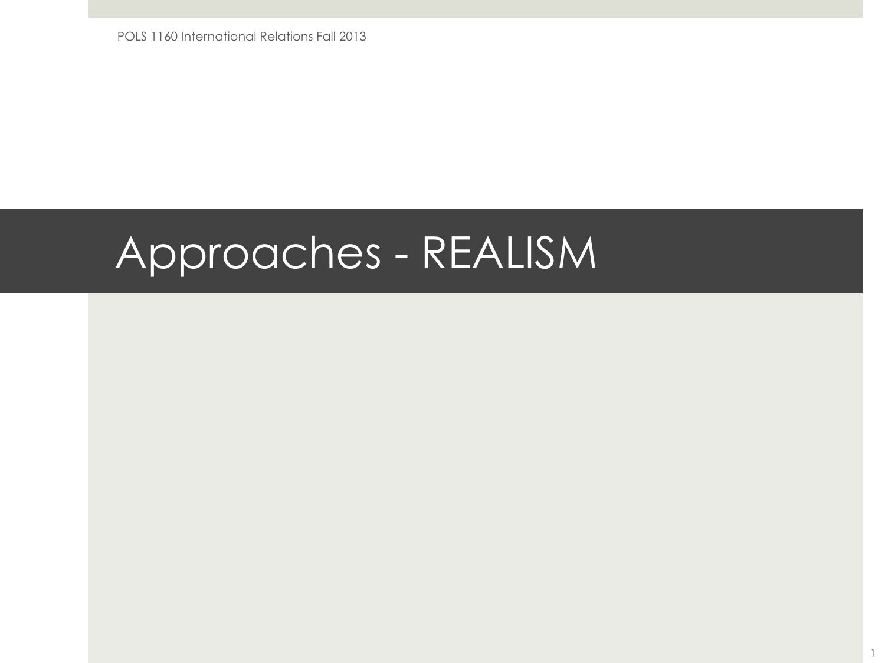POLS 1160 International Relations Fall 2013

# Approaches - REALISM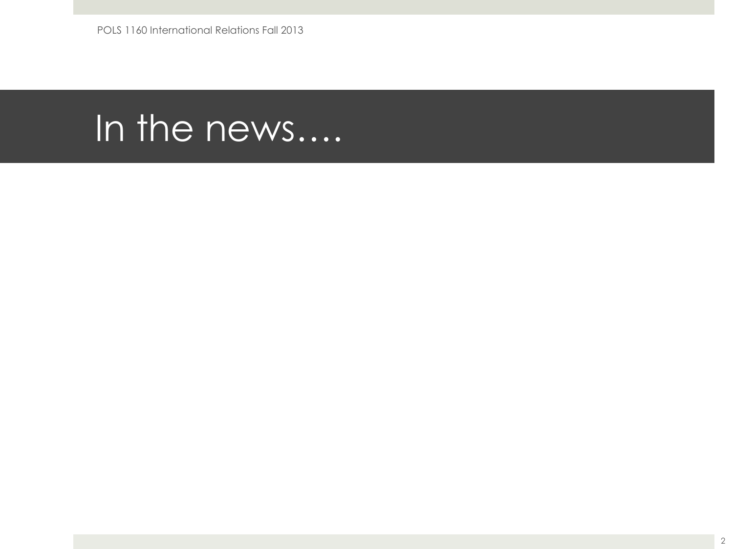# In the news….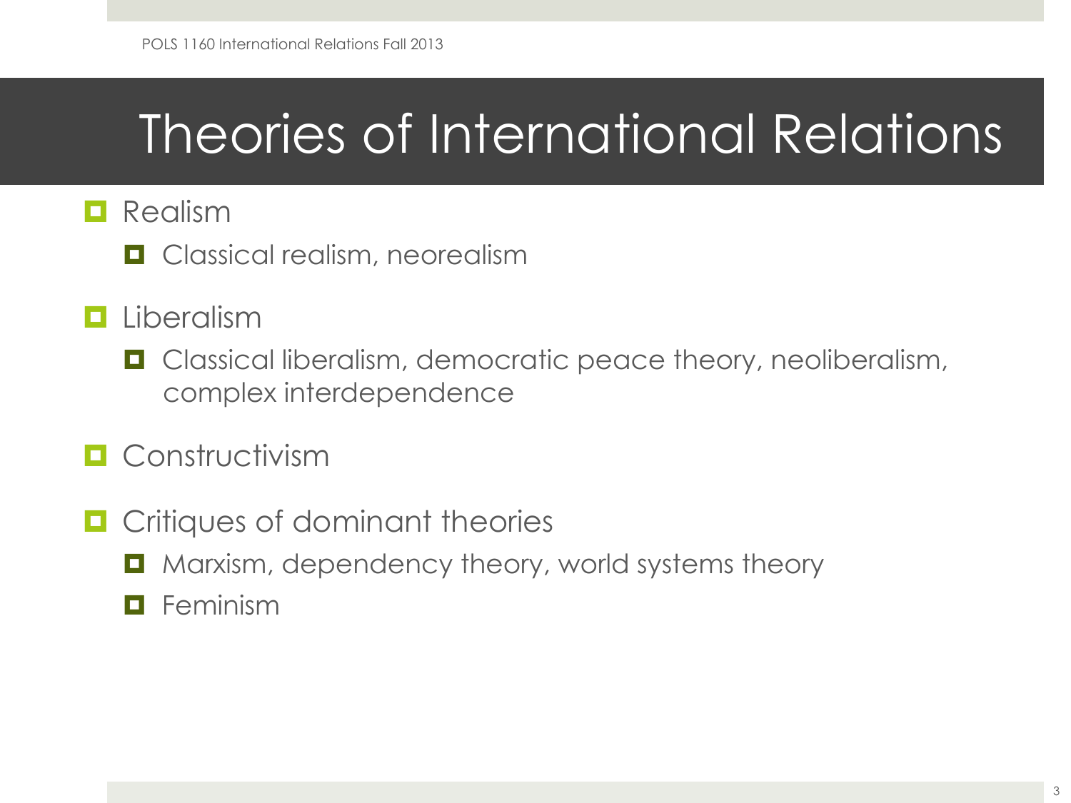# Theories of International Relations

- Realism
  - Classical realism, neorealism
- Liberalism
  - Classical liberalism, democratic peace theory, neoliberalism, complex interdependence
- Constructivism
- Critiques of dominant theories
  - Marxism, dependency theory, world systems theory
  - Feminism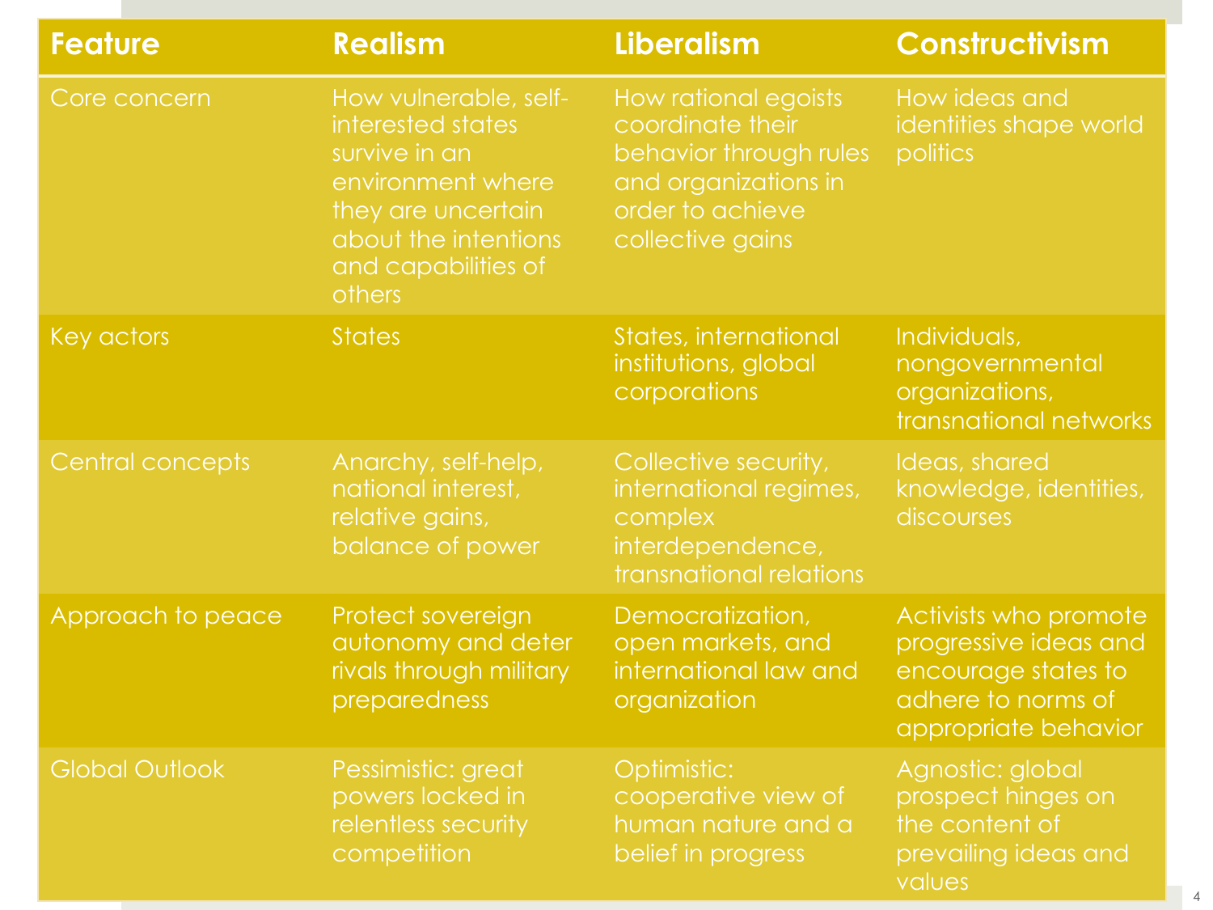| Feature | Realism | Liberalism | Constructivism |
|---|---|---|---|
| Core concern | How vulnerable, self-interested states survive in an environment where they are uncertain about the intentions and capabilities of others | How rational egoists coordinate their behavior through rules and organizations in order to achieve collective gains | How ideas and identities shape world politics |
| Key actors | States | States, international institutions, global corporations | Individuals, nongovernmental organizations, transnational networks |
| Central concepts | Anarchy, self-help, national interest, relative gains, balance of power | Collective security, international regimes, complex interdependence, transnational relations | Ideas, shared knowledge, identities, discourses |
| Approach to peace | Protect sovereign autonomy and deter rivals through military preparedness | Democratization, open markets, and international law and organization | Activists who promote progressive ideas and encourage states to adhere to norms of appropriate behavior |
| Global Outlook | Pessimistic: great powers locked in relentless security competition | Optimistic: cooperative view of human nature and a belief in progress | Agnostic: global prospect hinges on the content of prevailing ideas and values |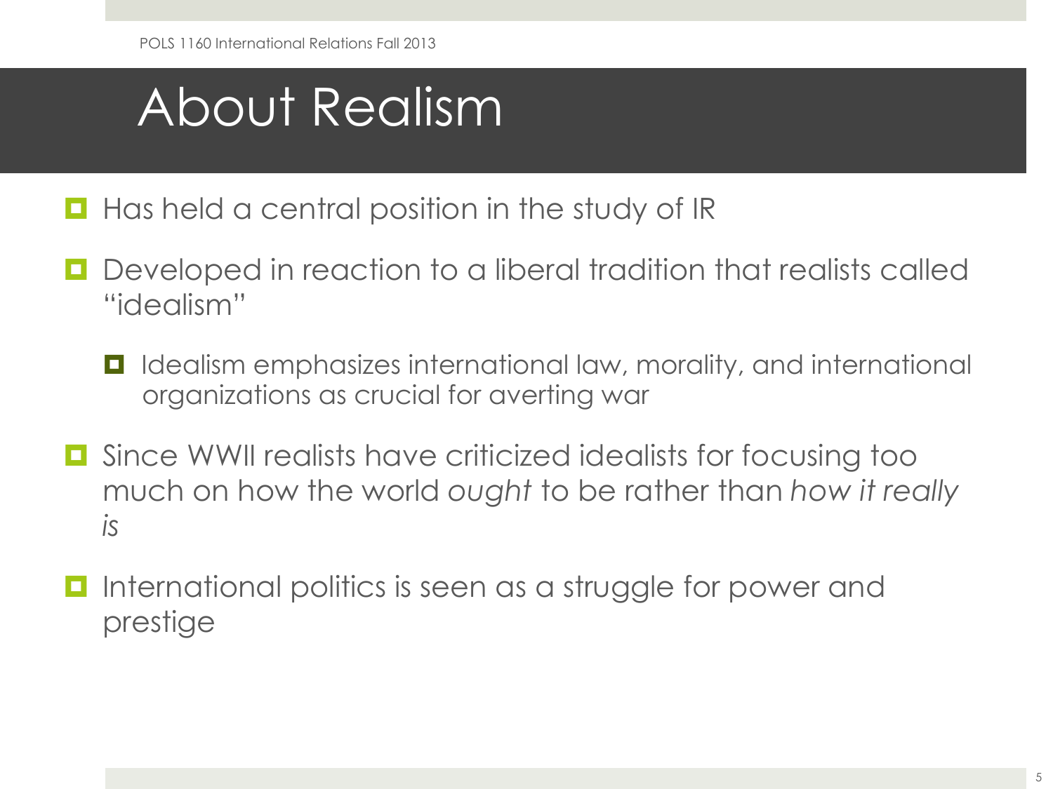# About Realism

- Has held a central position in the study of IR
- Developed in reaction to a liberal tradition that realists called "idealism"
  - Idealism emphasizes international law, morality, and international organizations as crucial for averting war
- Since WWII realists have criticized idealists for focusing too much on how the world *ought* to be rather than *how it really is*
- International politics is seen as a struggle for power and prestige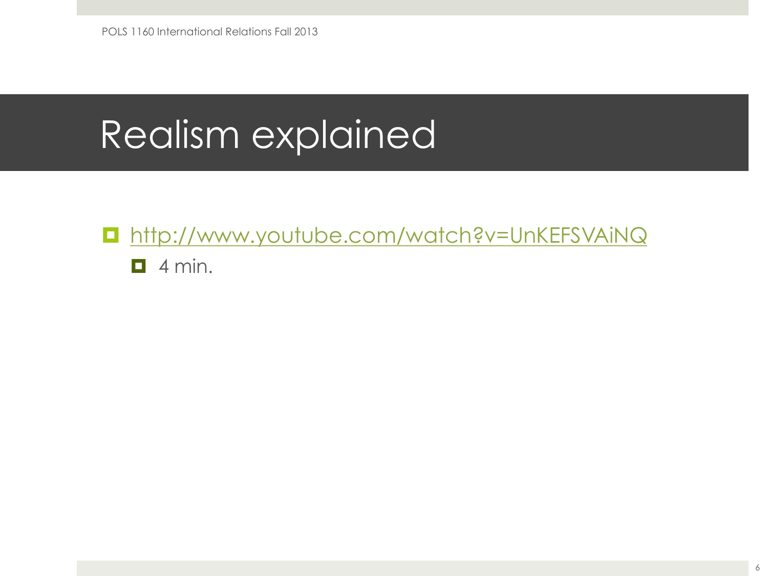# Realism explained

- http://www.youtube.com/watch?v=UnKEFSVAiNQ
  - 4 min.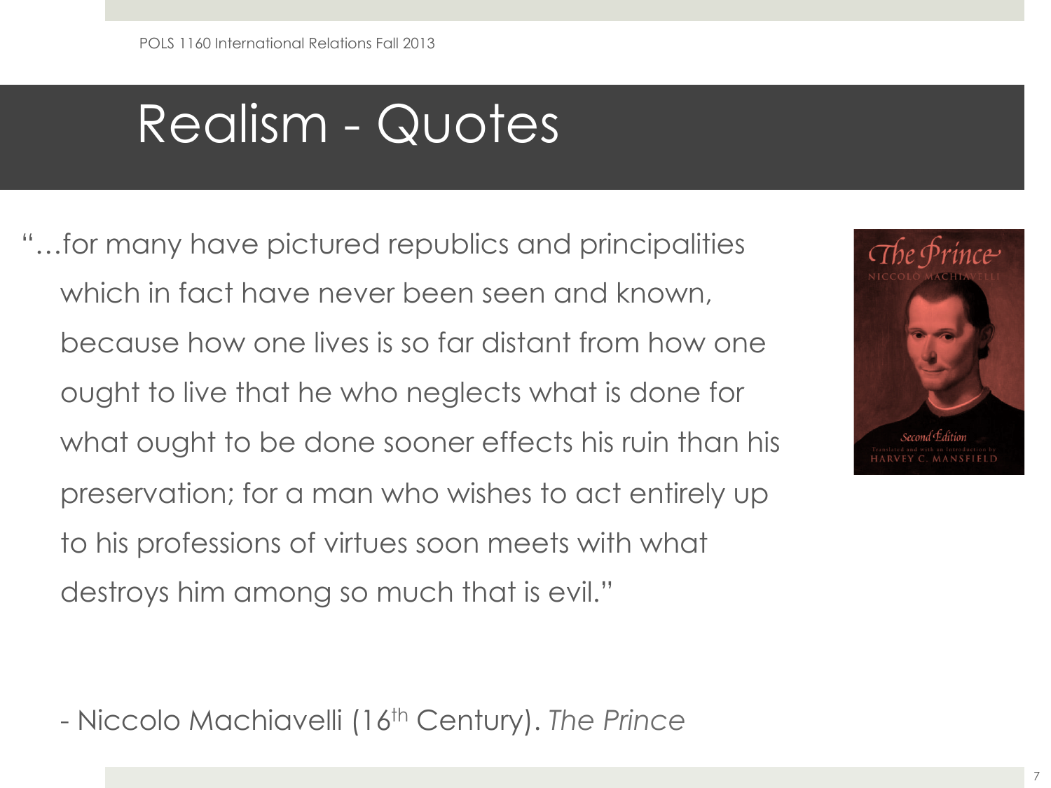# Realism - Quotes

"…for many have pictured republics and principalities which in fact have never been seen and known, because how one lives is so far distant from how one ought to live that he who neglects what is done for what ought to be done sooner effects his ruin than his preservation; for a man who wishes to act entirely up to his professions of virtues soon meets with what destroys him among so much that is evil."

- Niccolo Machiavelli (16th Century). *The Prince*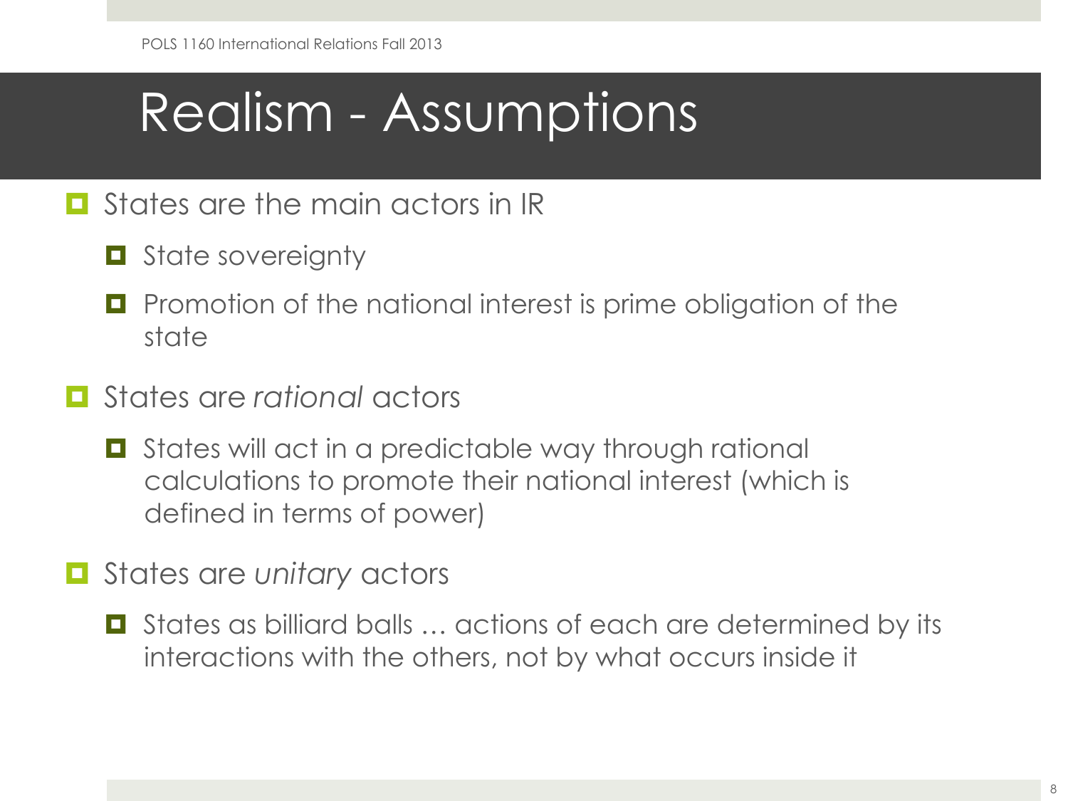# Realism - Assumptions

- States are the main actors in IR
  - State sovereignty
  - Promotion of the national interest is prime obligation of the state
- States are *rational* actors
  - States will act in a predictable way through rational calculations to promote their national interest (which is defined in terms of power)
- States are *unitary* actors
  - States as billiard balls … actions of each are determined by its interactions with the others, not by what occurs inside it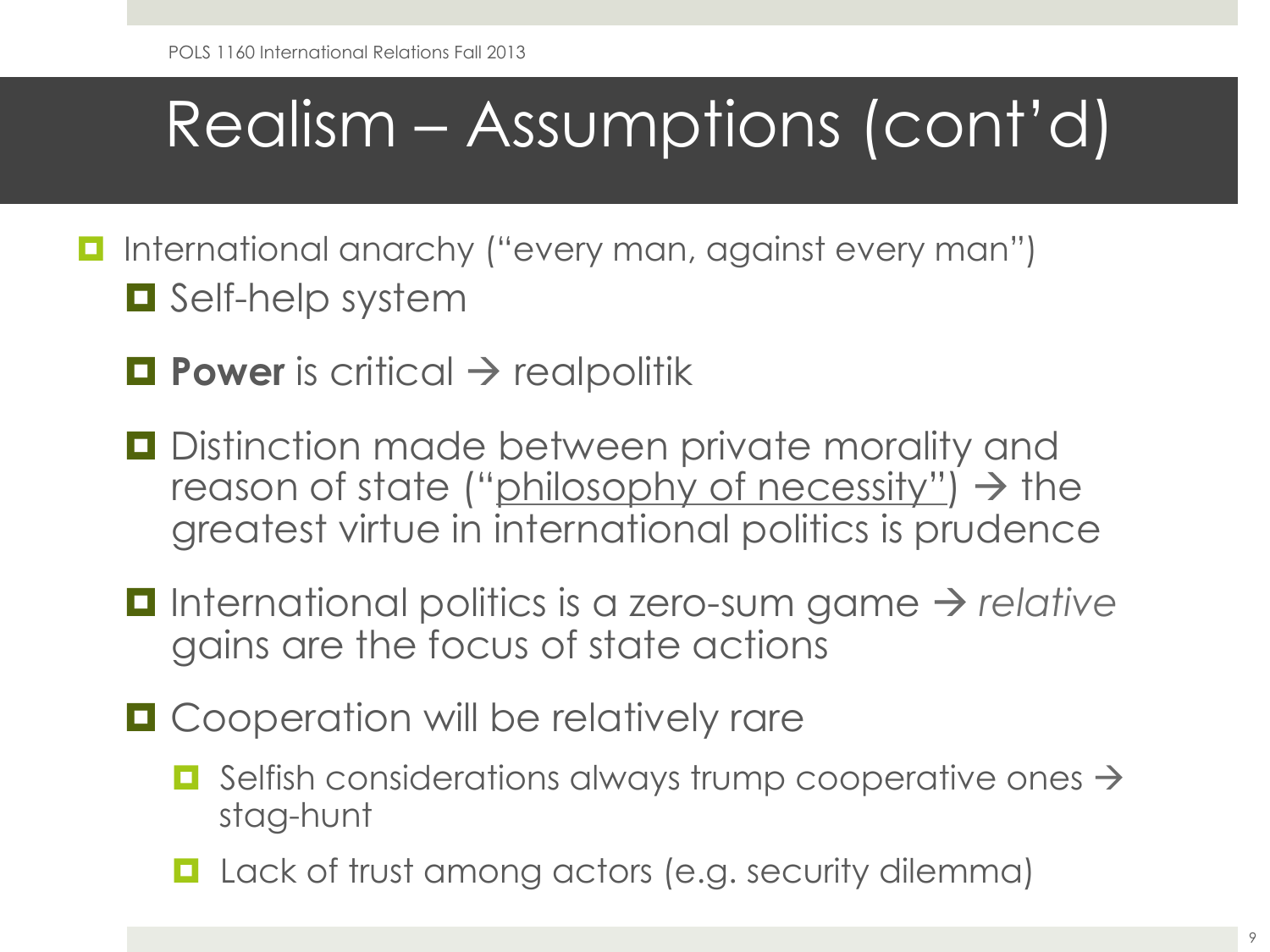# Realism – Assumptions (cont'd)

- International anarchy ("every man, against every man")
  - Self-help system
  - **Power** is critical → realpolitik
  - Distinction made between private morality and reason of state ("philosophy of necessity") → the greatest virtue in international politics is prudence
  - International politics is a zero-sum game → *relative* gains are the focus of state actions
  - Cooperation will be relatively rare
    - Selfish considerations always trump cooperative ones → stag-hunt
    - Lack of trust among actors (e.g. security dilemma)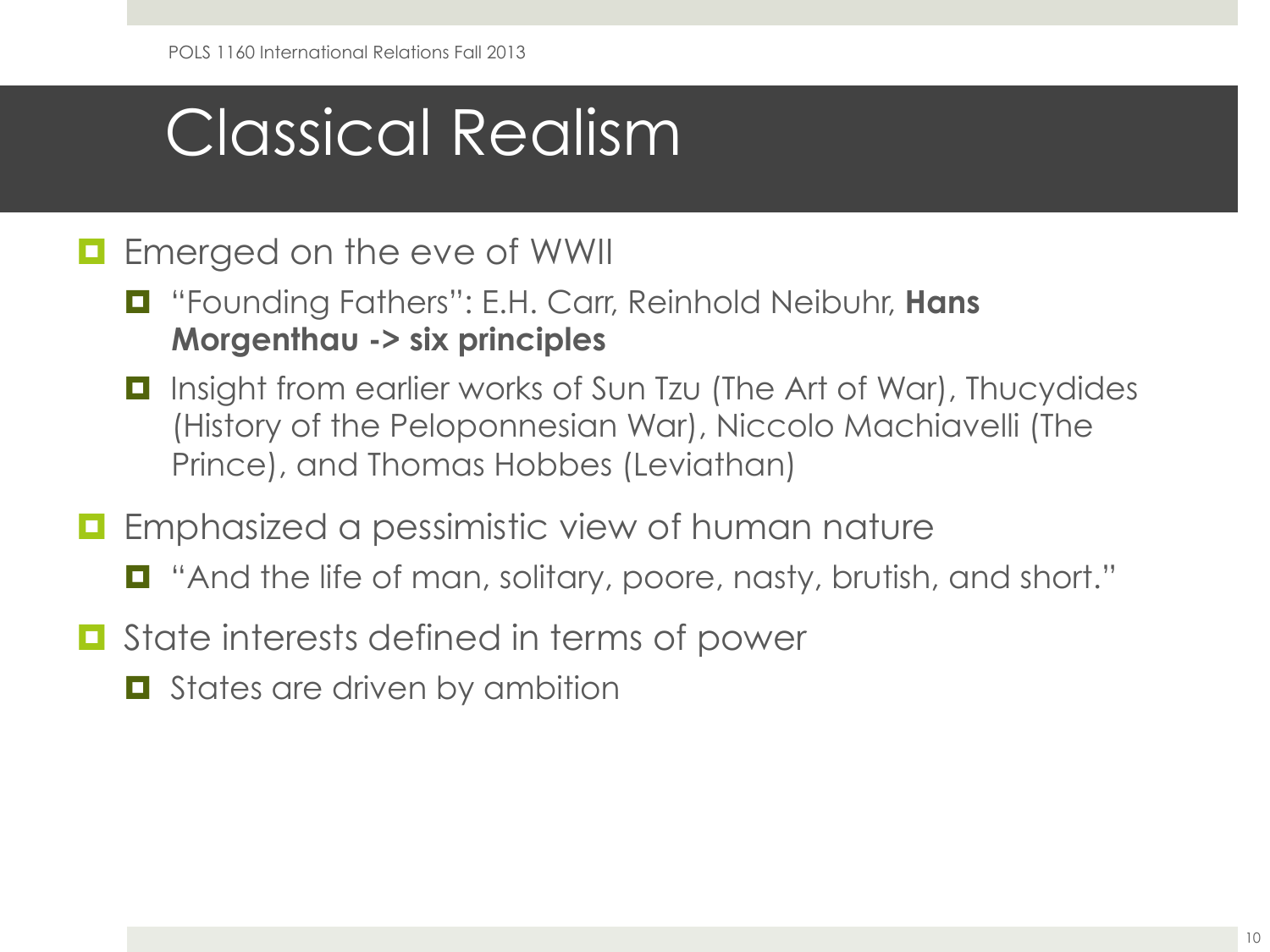# Classical Realism

- Emerged on the eve of WWII
  - "Founding Fathers": E.H. Carr, Reinhold Neibuhr, **Hans Morgenthau -> six principles**
  - Insight from earlier works of Sun Tzu (The Art of War), Thucydides (History of the Peloponnesian War), Niccolo Machiavelli (The Prince), and Thomas Hobbes (Leviathan)
- Emphasized a pessimistic view of human nature
  - "And the life of man, solitary, poore, nasty, brutish, and short."
- State interests defined in terms of power
  - States are driven by ambition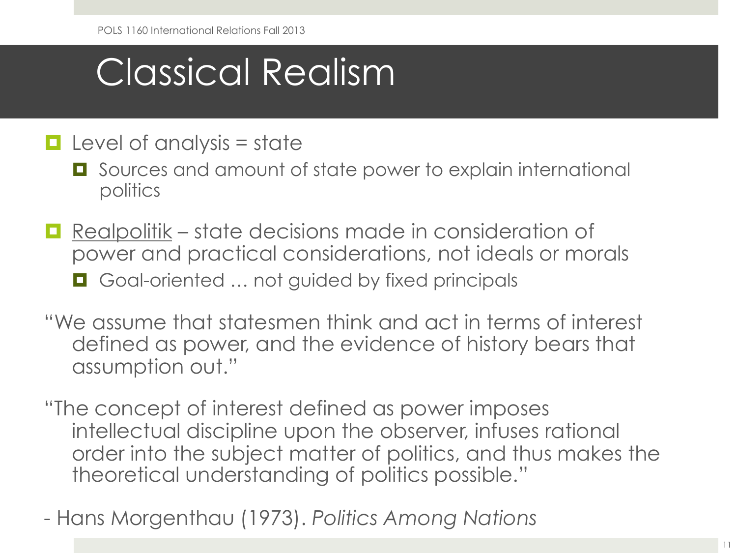# Classical Realism

- Level of analysis = state
  - Sources and amount of state power to explain international politics
- Realpolitik – state decisions made in consideration of power and practical considerations, not ideals or morals
  - Goal-oriented … not guided by fixed principals

"We assume that statesmen think and act in terms of interest defined as power, and the evidence of history bears that assumption out."

"The concept of interest defined as power imposes intellectual discipline upon the observer, infuses rational order into the subject matter of politics, and thus makes the theoretical understanding of politics possible."

- Hans Morgenthau (1973). *Politics Among Nations*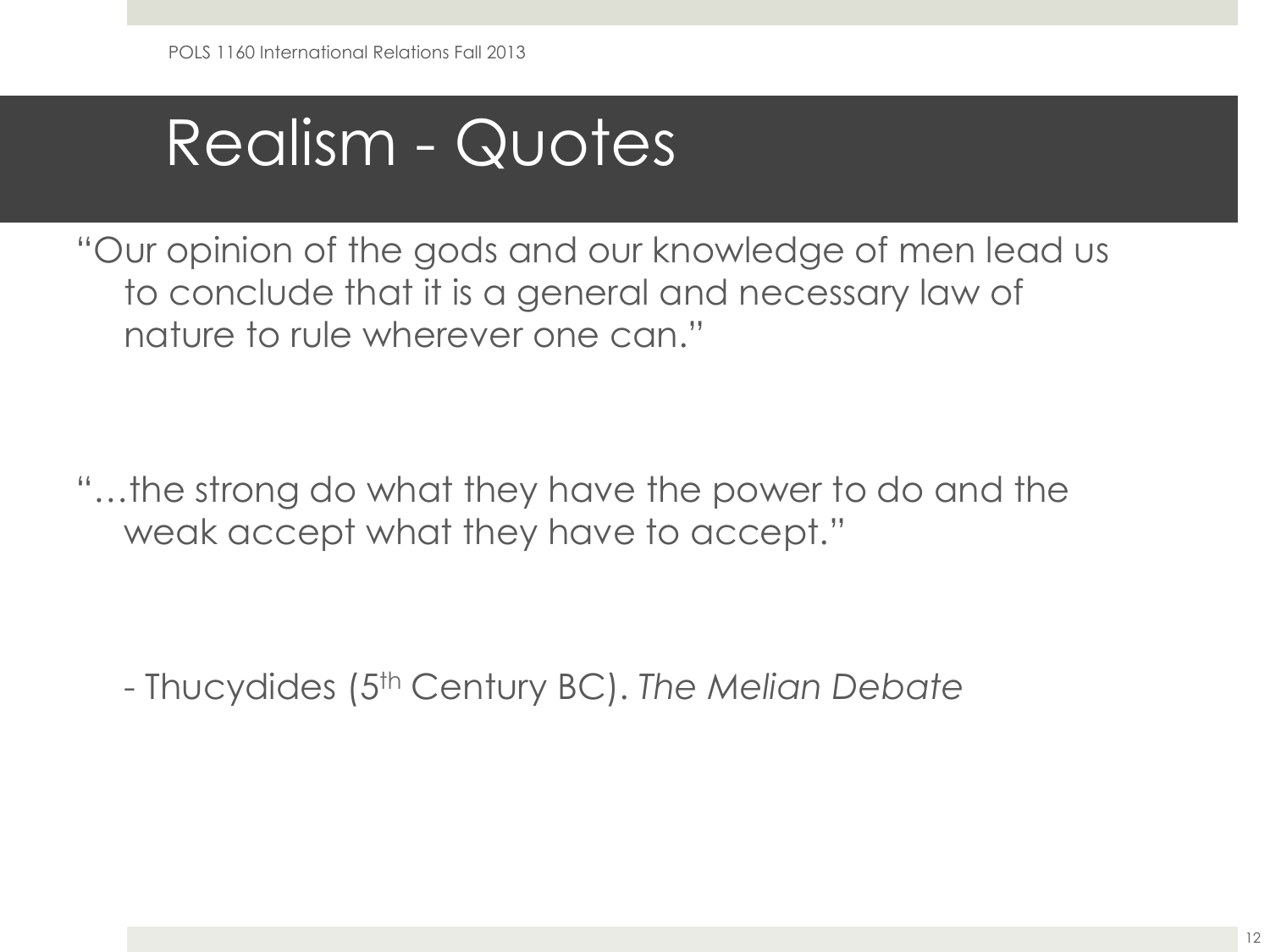# Realism - Quotes

"Our opinion of the gods and our knowledge of men lead us to conclude that it is a general and necessary law of nature to rule wherever one can."

"…the strong do what they have the power to do and the weak accept what they have to accept."

- Thucydides (5th Century BC). *The Melian Debate*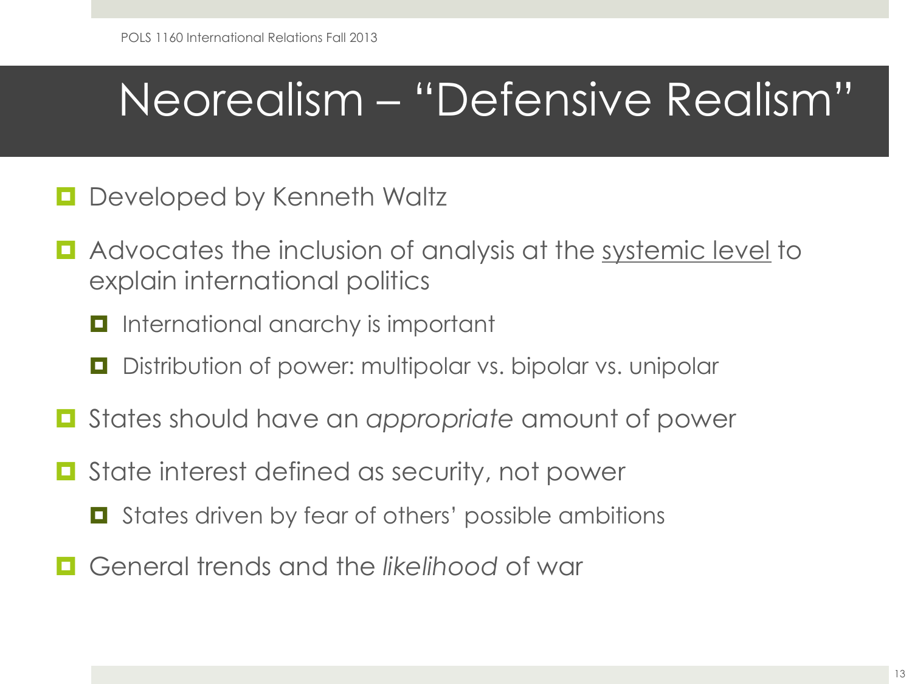# Neorealism – "Defensive Realism"

- Developed by Kenneth Waltz
- Advocates the inclusion of analysis at the <u>systemic level</u> to explain international politics
  - International anarchy is important
  - Distribution of power: multipolar vs. bipolar vs. unipolar
- States should have an *appropriate* amount of power
- State interest defined as security, not power
  - States driven by fear of others' possible ambitions
- General trends and the *likelihood* of war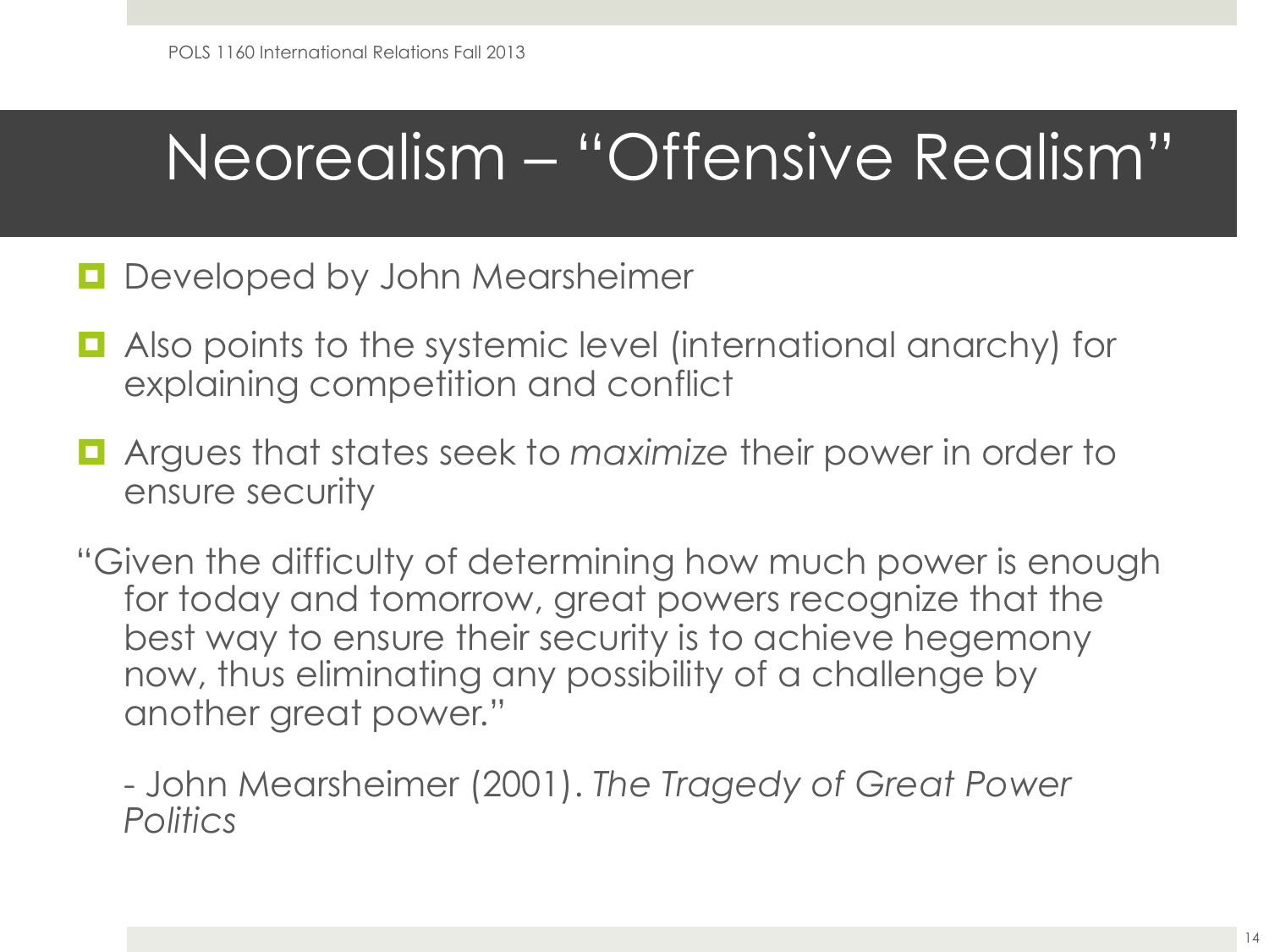# Neorealism – "Offensive Realism"

- Developed by John Mearsheimer
- Also points to the systemic level (international anarchy) for explaining competition and conflict
- Argues that states seek to *maximize* their power in order to ensure security

"Given the difficulty of determining how much power is enough for today and tomorrow, great powers recognize that the best way to ensure their security is to achieve hegemony now, thus eliminating any possibility of a challenge by another great power."

- John Mearsheimer (2001). *The Tragedy of Great Power Politics*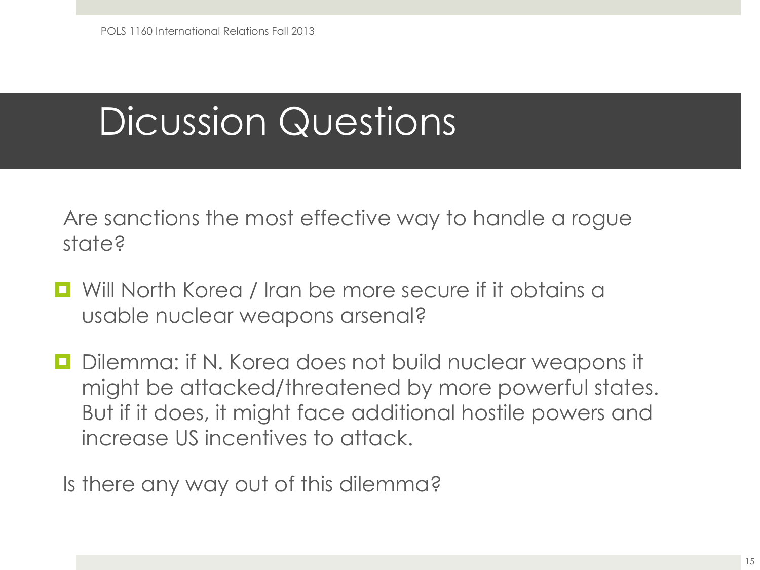# Dicussion Questions

Are sanctions the most effective way to handle a rogue state?

- Will North Korea / Iran be more secure if it obtains a usable nuclear weapons arsenal?
- Dilemma: if N. Korea does not build nuclear weapons it might be attacked/threatened by more powerful states. But if it does, it might face additional hostile powers and increase US incentives to attack.

Is there any way out of this dilemma?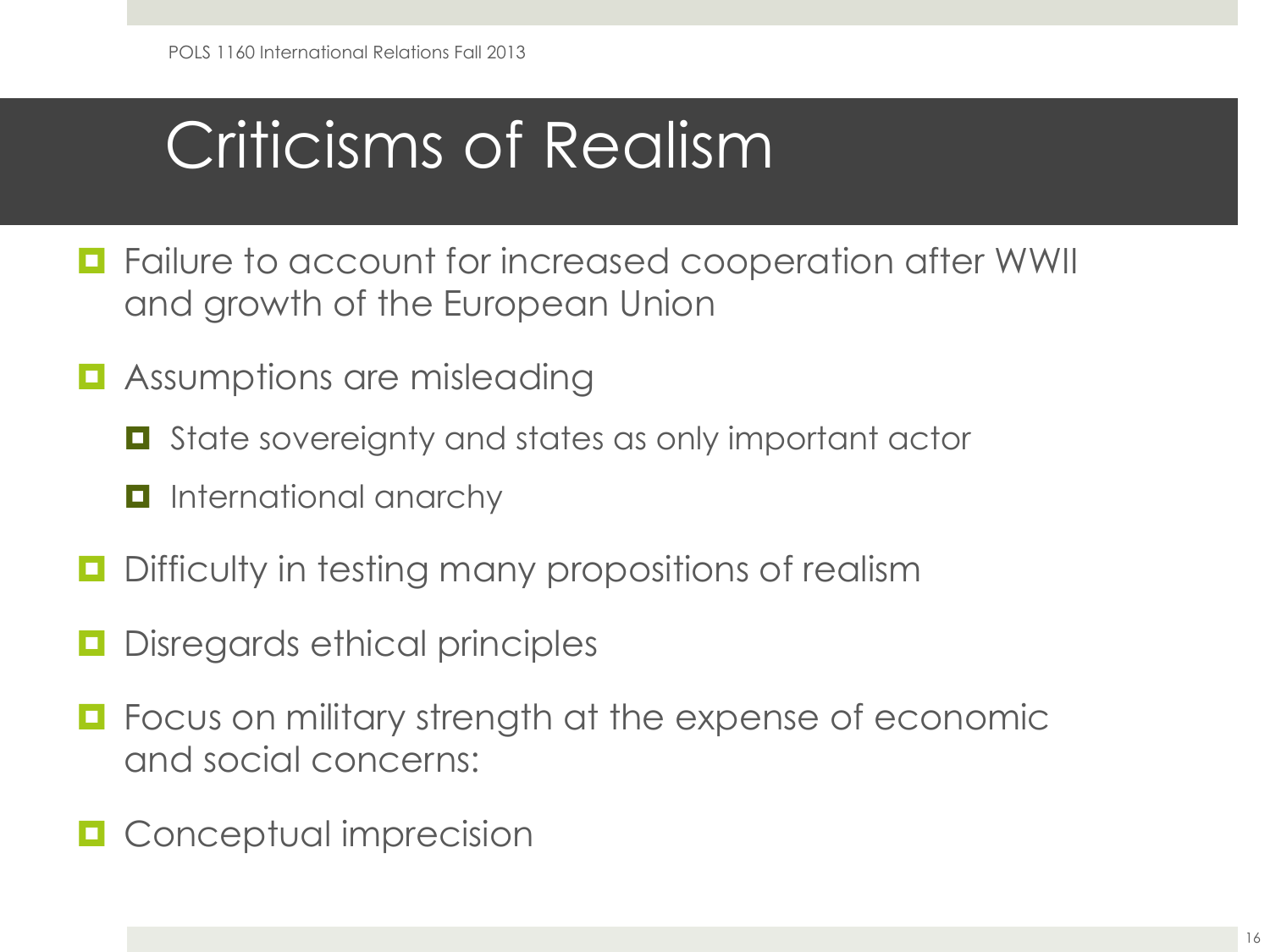# Criticisms of Realism

- Failure to account for increased cooperation after WWII and growth of the European Union
- Assumptions are misleading
  - State sovereignty and states as only important actor
  - International anarchy
- Difficulty in testing many propositions of realism
- Disregards ethical principles
- Focus on military strength at the expense of economic and social concerns:
- Conceptual imprecision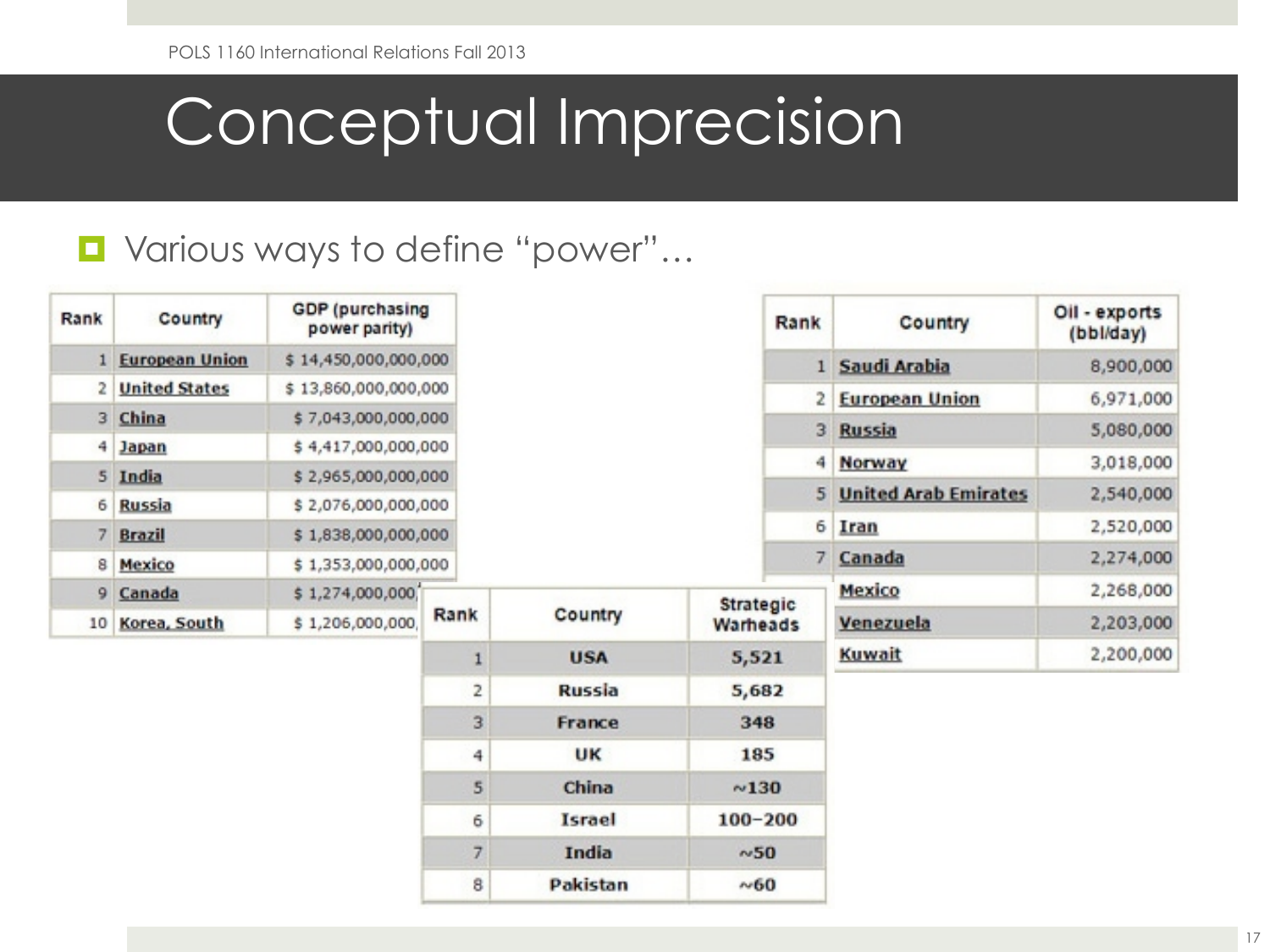# Conceptual Imprecision

- Various ways to define "power"…

| Rank | Country | GDP (purchasing power parity) |
|---|---|---|
| 1 | European Union | $ 14,450,000,000,000 |
| 2 | United States | $ 13,860,000,000,000 |
| 3 | China | $ 7,043,000,000,000 |
| 4 | Japan | $ 4,417,000,000,000 |
| 5 | India | $ 2,965,000,000,000 |
| 6 | Russia | $ 2,076,000,000,000 |
| 7 | Brazil | $ 1,838,000,000,000 |
| 8 | Mexico | $ 1,353,000,000,000 |
| 9 | Canada | $ 1,274,000,000, |
| 10 | Korea, South | $ 1,206,000,000, |

| Rank | Country | Oil - exports (bbl/day) |
|---|---|---|
| 1 | Saudi Arabia | 8,900,000 |
| 2 | European Union | 6,971,000 |
| 3 | Russia | 5,080,000 |
| 4 | Norway | 3,018,000 |
| 5 | United Arab Emirates | 2,540,000 |
| 6 | Iran | 2,520,000 |
| 7 | Canada | 2,274,000 |
| | Mexico | 2,268,000 |
| | Venezuela | 2,203,000 |
| | Kuwait | 2,200,000 |

| Rank | Country | Strategic Warheads |
|---|---|---|
| 1 | USA | 5,521 |
| 2 | Russia | 5,682 |
| 3 | France | 348 |
| 4 | UK | 185 |
| 5 | China | ~130 |
| 6 | Israel | 100–200 |
| 7 | India | ~50 |
| 8 | Pakistan | ~60 |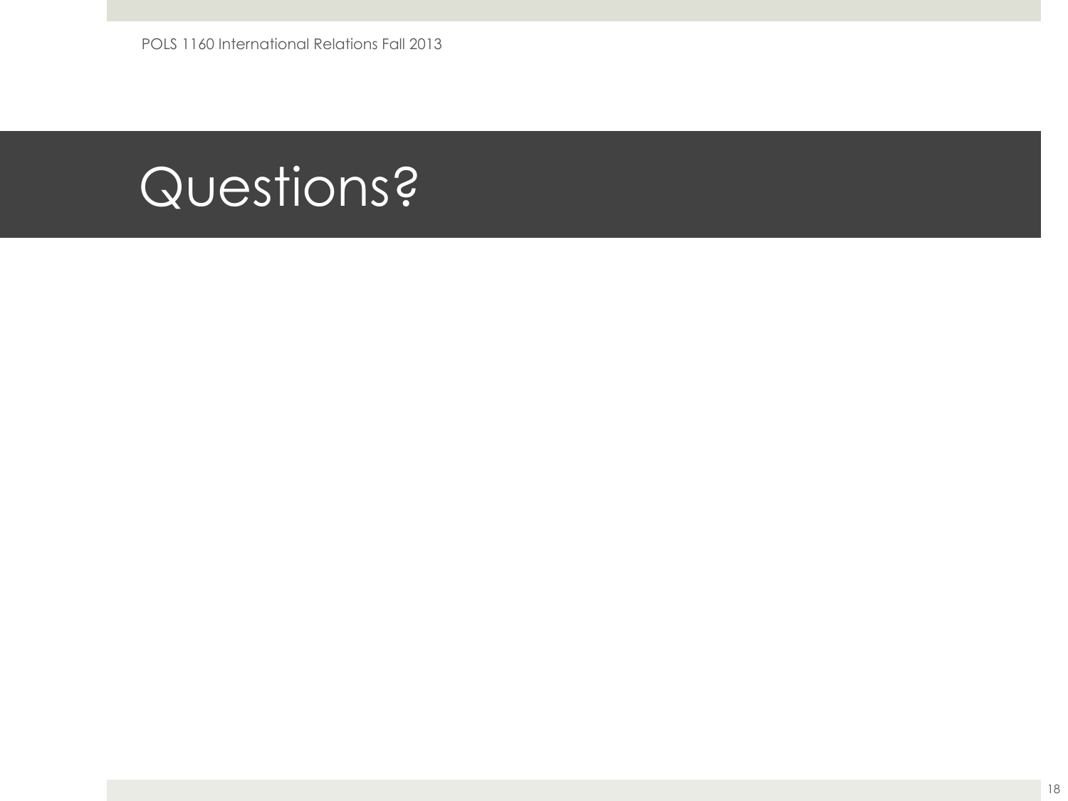# Questions?